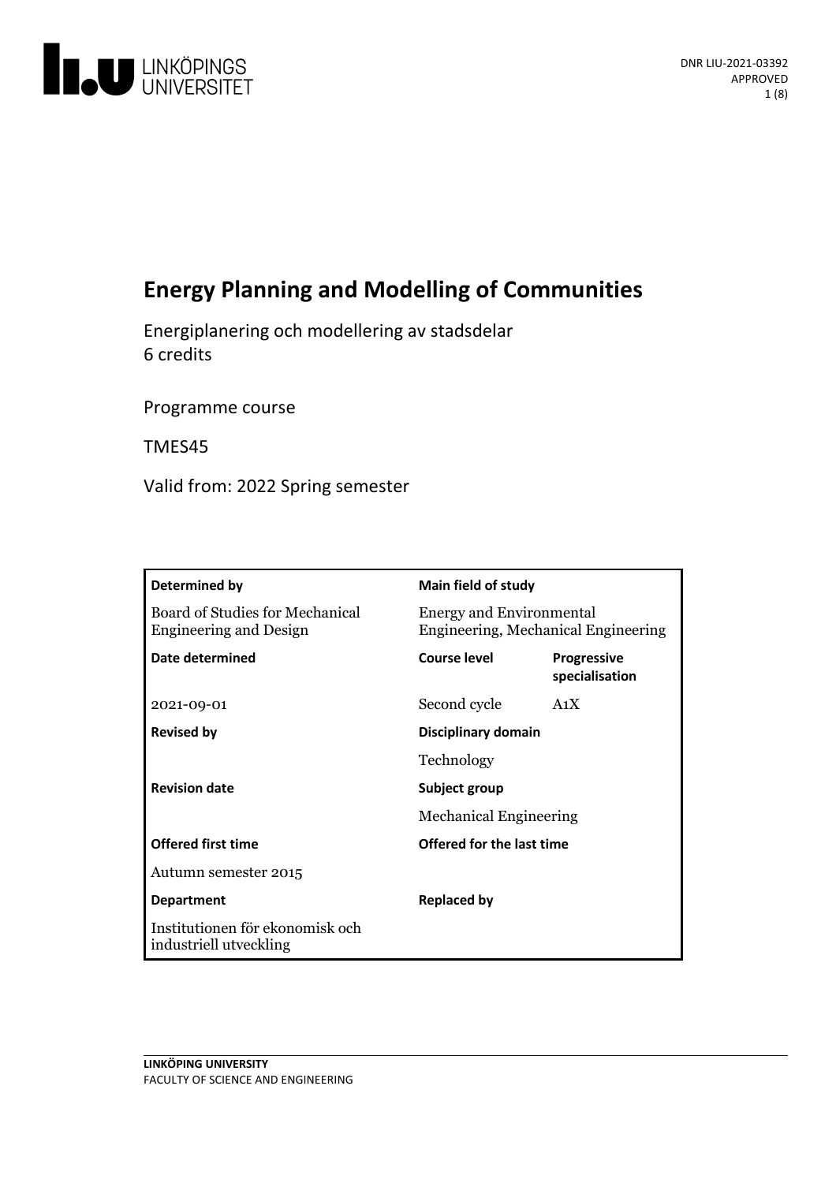DNR LIU-2021-03392
APPROVED

# Energy Planning and Modelling of Communities

Energiplanering och modellering av stadsdelar
6 credits

Programme course

TMES45

Valid from: 2022 Spring semester

| **Determined by** | **Main field of study** | |
|---|---|---|
| Board of Studies for Mechanical Engineering and Design | Energy and Environmental Engineering, Mechanical Engineering | |
| **Date determined** | **Course level** | **Progressive specialisation** |
| 2021-09-01 | Second cycle | A1X |
| **Revised by** | **Disciplinary domain** | |
| | Technology | |
| **Revision date** | **Subject group** | |
| | Mechanical Engineering | |
| **Offered first time** | **Offered for the last time** | |
| Autumn semester 2015 | | |
| **Department** | **Replaced by** | |
| Institutionen för ekonomisk och industriell utveckling | | |

**LINKÖPING UNIVERSITY**
FACULTY OF SCIENCE AND ENGINEERING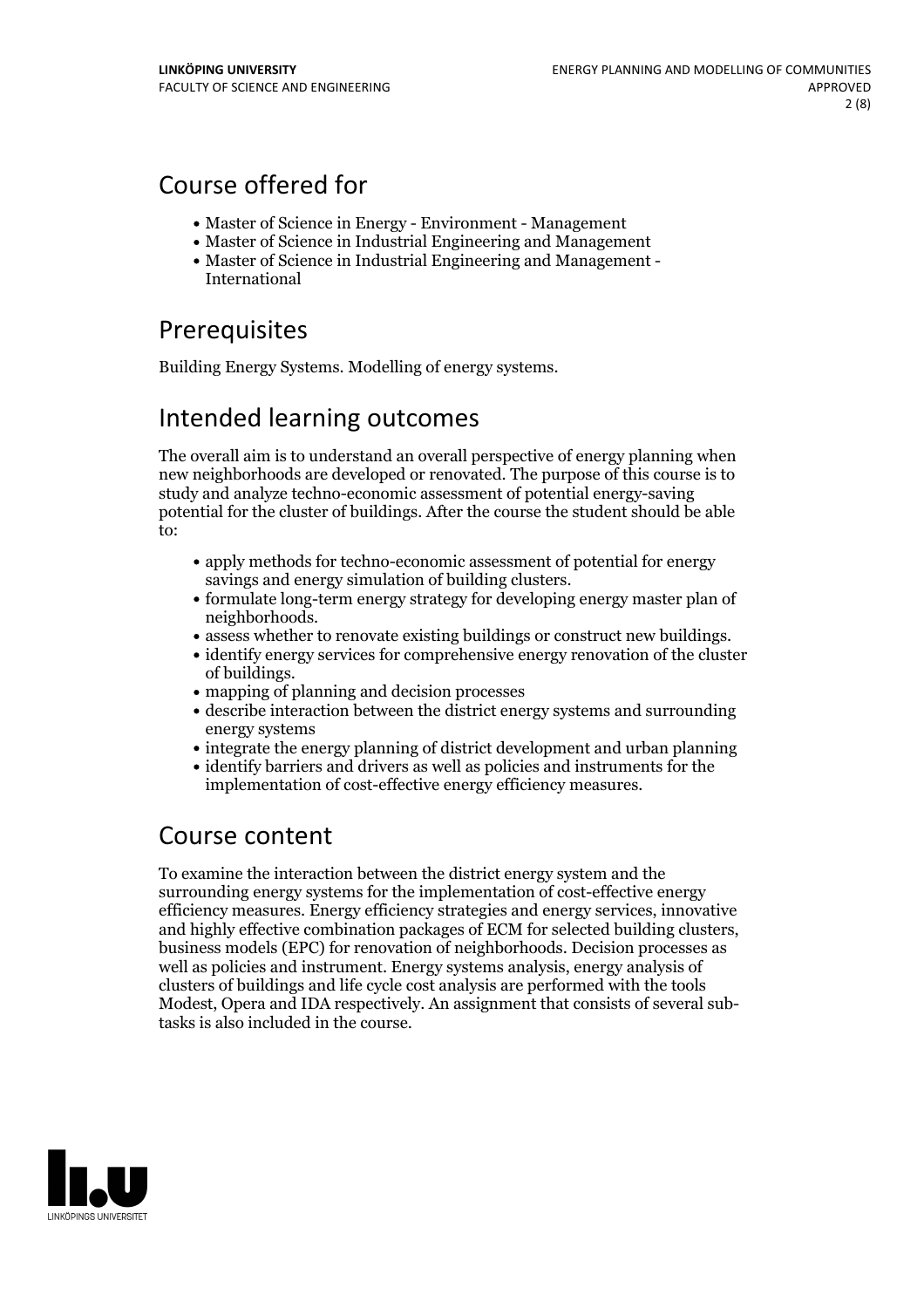## Course offered for

- Master of Science in Energy - Environment - Management
- Master of Science in Industrial Engineering and Management
- Master of Science in Industrial Engineering and Management - International

## Prerequisites

Building Energy Systems. Modelling of energy systems.

## Intended learning outcomes

The overall aim is to understand an overall perspective of energy planning when new neighborhoods are developed or renovated. The purpose of this course is to study and analyze techno-economic assessment of potential energy-saving potential for the cluster of buildings. After the course the student should be able to:

- apply methods for techno-economic assessment of potential for energy savings and energy simulation of building clusters.
- formulate long-term energy strategy for developing energy master plan of neighborhoods.
- assess whether to renovate existing buildings or construct new buildings.
- identify energy services for comprehensive energy renovation of the cluster of buildings.
- mapping of planning and decision processes
- describe interaction between the district energy systems and surrounding energy systems
- integrate the energy planning of district development and urban planning
- identify barriers and drivers as well as policies and instruments for the implementation of cost-effective energy efficiency measures.

## Course content

To examine the interaction between the district energy system and the surrounding energy systems for the implementation of cost-effective energy efficiency measures. Energy efficiency strategies and energy services, innovative and highly effective combination packages of ECM for selected building clusters, business models (EPC) for renovation of neighborhoods. Decision processes as well as policies and instrument. Energy systems analysis, energy analysis of clusters of buildings and life cycle cost analysis are performed with the tools Modest, Opera and IDA respectively. An assignment that consists of several sub-tasks is also included in the course.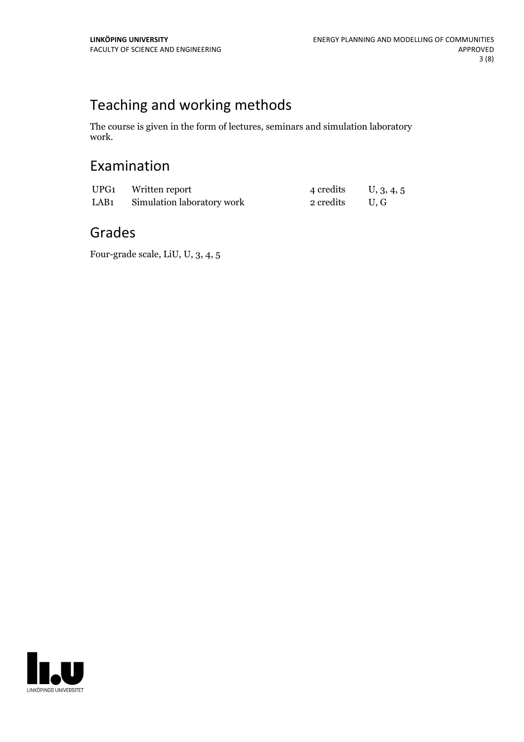# Teaching and working methods

The course is given in the form of lectures, seminars and simulation laboratory work.

# Examination

| | | | |
|---|---|---|---|
| UPG1 | Written report | 4 credits | U, 3, 4, 5 |
| LAB1 | Simulation laboratory work | 2 credits | U, G |

# Grades

Four-grade scale, LiU, U, 3, 4, 5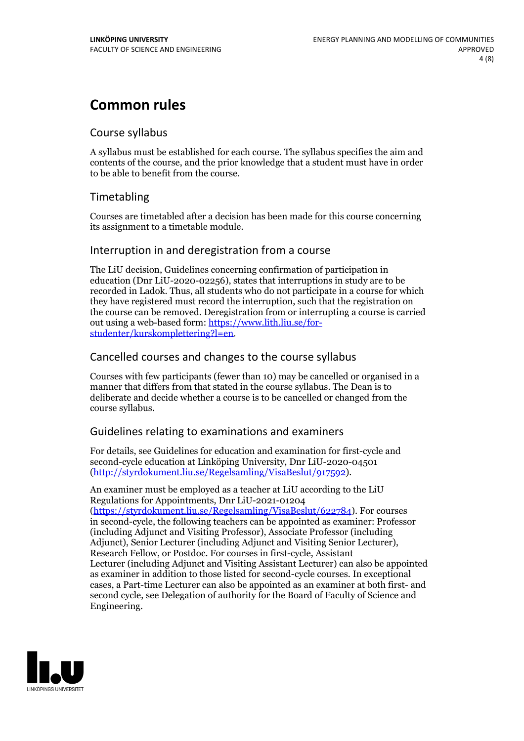# Common rules

## Course syllabus

A syllabus must be established for each course. The syllabus specifies the aim and contents of the course, and the prior knowledge that a student must have in order to be able to benefit from the course.

## Timetabling

Courses are timetabled after a decision has been made for this course concerning its assignment to a timetable module.

## Interruption in and deregistration from a course

The LiU decision, Guidelines concerning confirmation of participation in education (Dnr LiU-2020-02256), states that interruptions in study are to be recorded in Ladok. Thus, all students who do not participate in a course for which they have registered must record the interruption, such that the registration on the course can be removed. Deregistration from or interrupting a course is carried out using a web-based form: https://www.lith.liu.se/for-studenter/kurskomplettering?l=en.

## Cancelled courses and changes to the course syllabus

Courses with few participants (fewer than 10) may be cancelled or organised in a manner that differs from that stated in the course syllabus. The Dean is to deliberate and decide whether a course is to be cancelled or changed from the course syllabus.

## Guidelines relating to examinations and examiners

For details, see Guidelines for education and examination for first-cycle and second-cycle education at Linköping University, Dnr LiU-2020-04501 (http://styrdokument.liu.se/Regelsamling/VisaBeslut/917592).

An examiner must be employed as a teacher at LiU according to the LiU Regulations for Appointments, Dnr LiU-2021-01204 (https://styrdokument.liu.se/Regelsamling/VisaBeslut/622784). For courses in second-cycle, the following teachers can be appointed as examiner: Professor (including Adjunct and Visiting Professor), Associate Professor (including Adjunct), Senior Lecturer (including Adjunct and Visiting Senior Lecturer), Research Fellow, or Postdoc. For courses in first-cycle, Assistant Lecturer (including Adjunct and Visiting Assistant Lecturer) can also be appointed as examiner in addition to those listed for second-cycle courses. In exceptional cases, a Part-time Lecturer can also be appointed as an examiner at both first- and second cycle, see Delegation of authority for the Board of Faculty of Science and Engineering.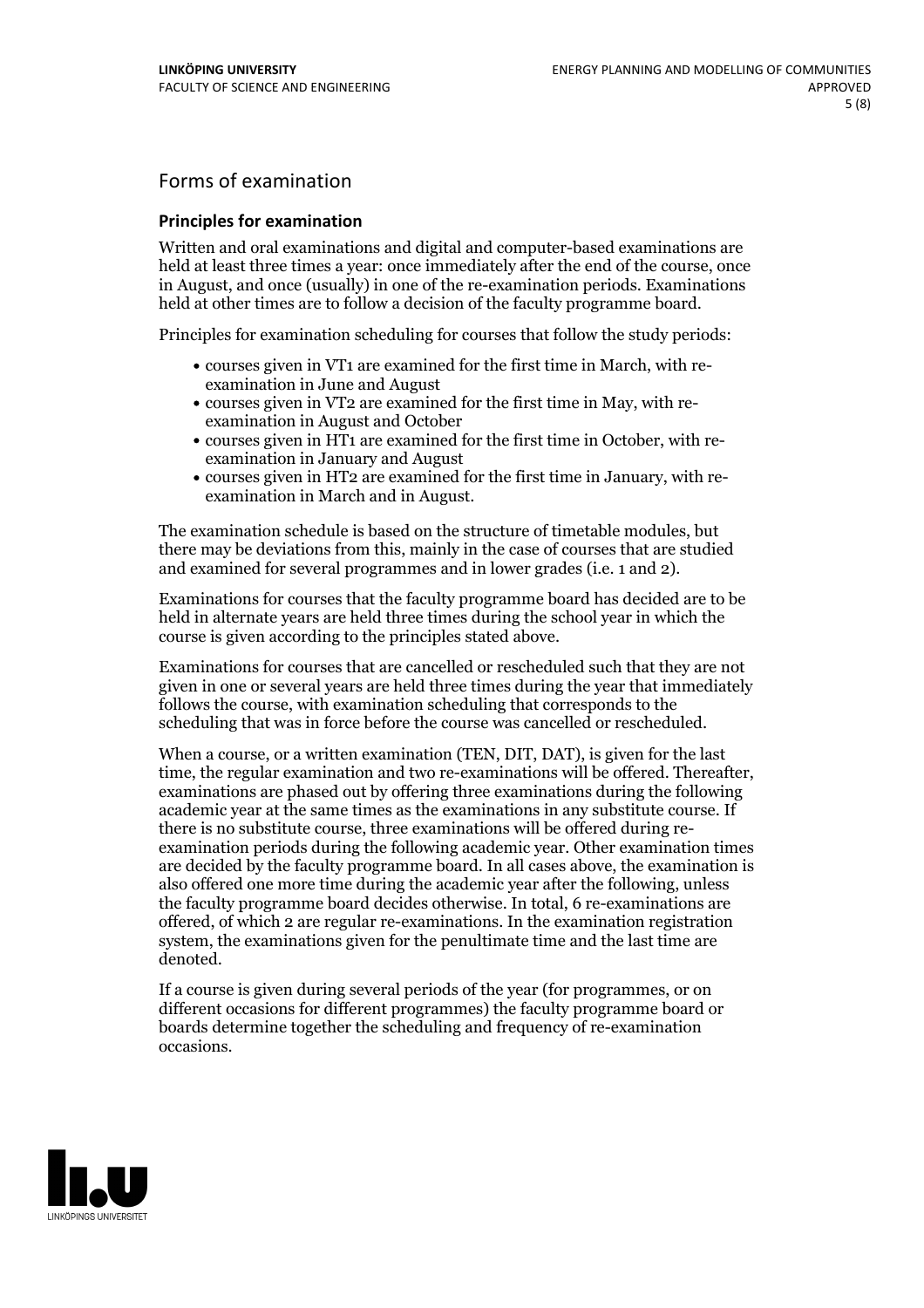## Forms of examination

### Principles for examination

Written and oral examinations and digital and computer-based examinations are held at least three times a year: once immediately after the end of the course, once in August, and once (usually) in one of the re-examination periods. Examinations held at other times are to follow a decision of the faculty programme board.

Principles for examination scheduling for courses that follow the study periods:

- courses given in VT1 are examined for the first time in March, with re-examination in June and August
- courses given in VT2 are examined for the first time in May, with re-examination in August and October
- courses given in HT1 are examined for the first time in October, with re-examination in January and August
- courses given in HT2 are examined for the first time in January, with re-examination in March and in August.

The examination schedule is based on the structure of timetable modules, but there may be deviations from this, mainly in the case of courses that are studied and examined for several programmes and in lower grades (i.e. 1 and 2).

Examinations for courses that the faculty programme board has decided are to be held in alternate years are held three times during the school year in which the course is given according to the principles stated above.

Examinations for courses that are cancelled or rescheduled such that they are not given in one or several years are held three times during the year that immediately follows the course, with examination scheduling that corresponds to the scheduling that was in force before the course was cancelled or rescheduled.

When a course, or a written examination (TEN, DIT, DAT), is given for the last time, the regular examination and two re-examinations will be offered. Thereafter, examinations are phased out by offering three examinations during the following academic year at the same times as the examinations in any substitute course. If there is no substitute course, three examinations will be offered during re-examination periods during the following academic year. Other examination times are decided by the faculty programme board. In all cases above, the examination is also offered one more time during the academic year after the following, unless the faculty programme board decides otherwise. In total, 6 re-examinations are offered, of which 2 are regular re-examinations. In the examination registration system, the examinations given for the penultimate time and the last time are denoted.

If a course is given during several periods of the year (for programmes, or on different occasions for different programmes) the faculty programme board or boards determine together the scheduling and frequency of re-examination occasions.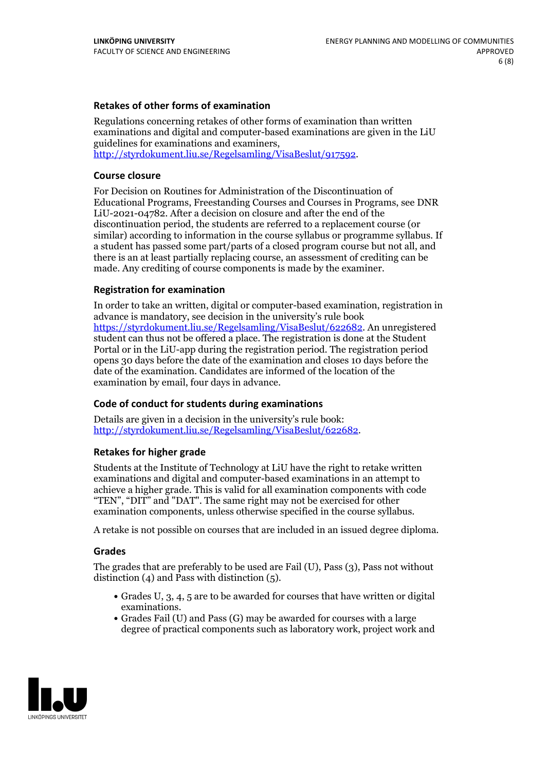### Retakes of other forms of examination

Regulations concerning retakes of other forms of examination than written examinations and digital and computer-based examinations are given in the LiU guidelines for examinations and examiners, http://styrdokument.liu.se/Regelsamling/VisaBeslut/917592.

### Course closure

For Decision on Routines for Administration of the Discontinuation of Educational Programs, Freestanding Courses and Courses in Programs, see DNR LiU-2021-04782. After a decision on closure and after the end of the discontinuation period, the students are referred to a replacement course (or similar) according to information in the course syllabus or programme syllabus. If a student has passed some part/parts of a closed program course but not all, and there is an at least partially replacing course, an assessment of crediting can be made. Any crediting of course components is made by the examiner.

### Registration for examination

In order to take an written, digital or computer-based examination, registration in advance is mandatory, see decision in the university's rule book https://styrdokument.liu.se/Regelsamling/VisaBeslut/622682. An unregistered student can thus not be offered a place. The registration is done at the Student Portal or in the LiU-app during the registration period. The registration period opens 30 days before the date of the examination and closes 10 days before the date of the examination. Candidates are informed of the location of the examination by email, four days in advance.

### Code of conduct for students during examinations

Details are given in a decision in the university's rule book: http://styrdokument.liu.se/Regelsamling/VisaBeslut/622682.

### Retakes for higher grade

Students at the Institute of Technology at LiU have the right to retake written examinations and digital and computer-based examinations in an attempt to achieve a higher grade. This is valid for all examination components with code "TEN", "DIT" and "DAT". The same right may not be exercised for other examination components, unless otherwise specified in the course syllabus.

A retake is not possible on courses that are included in an issued degree diploma.

### Grades

The grades that are preferably to be used are Fail (U), Pass (3), Pass not without distinction (4) and Pass with distinction (5).

- Grades U, 3, 4, 5 are to be awarded for courses that have written or digital examinations.
- Grades Fail (U) and Pass (G) may be awarded for courses with a large degree of practical components such as laboratory work, project work and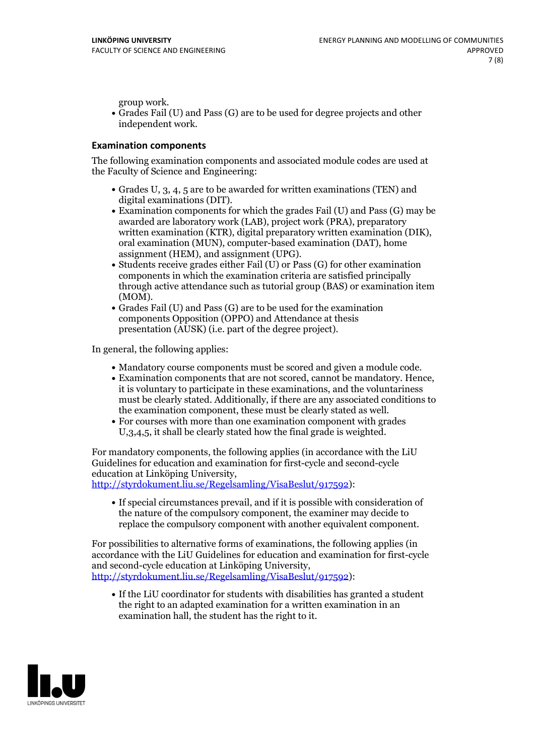group work.
- Grades Fail (U) and Pass (G) are to be used for degree projects and other independent work.

### Examination components

The following examination components and associated module codes are used at the Faculty of Science and Engineering:

- Grades U, 3, 4, 5 are to be awarded for written examinations (TEN) and digital examinations (DIT).
- Examination components for which the grades Fail (U) and Pass (G) may be awarded are laboratory work (LAB), project work (PRA), preparatory written examination (KTR), digital preparatory written examination (DIK), oral examination (MUN), computer-based examination (DAT), home assignment (HEM), and assignment (UPG).
- Students receive grades either Fail (U) or Pass (G) for other examination components in which the examination criteria are satisfied principally through active attendance such as tutorial group (BAS) or examination item (MOM).
- Grades Fail (U) and Pass (G) are to be used for the examination components Opposition (OPPO) and Attendance at thesis presentation (AUSK) (i.e. part of the degree project).

In general, the following applies:

- Mandatory course components must be scored and given a module code.
- Examination components that are not scored, cannot be mandatory. Hence, it is voluntary to participate in these examinations, and the voluntariness must be clearly stated. Additionally, if there are any associated conditions to the examination component, these must be clearly stated as well.
- For courses with more than one examination component with grades U,3,4,5, it shall be clearly stated how the final grade is weighted.

For mandatory components, the following applies (in accordance with the LiU Guidelines for education and examination for first-cycle and second-cycle education at Linköping University, http://styrdokument.liu.se/Regelsamling/VisaBeslut/917592):

- If special circumstances prevail, and if it is possible with consideration of the nature of the compulsory component, the examiner may decide to replace the compulsory component with another equivalent component.

For possibilities to alternative forms of examinations, the following applies (in accordance with the LiU Guidelines for education and examination for first-cycle and second-cycle education at Linköping University, http://styrdokument.liu.se/Regelsamling/VisaBeslut/917592):

- If the LiU coordinator for students with disabilities has granted a student the right to an adapted examination for a written examination in an examination hall, the student has the right to it.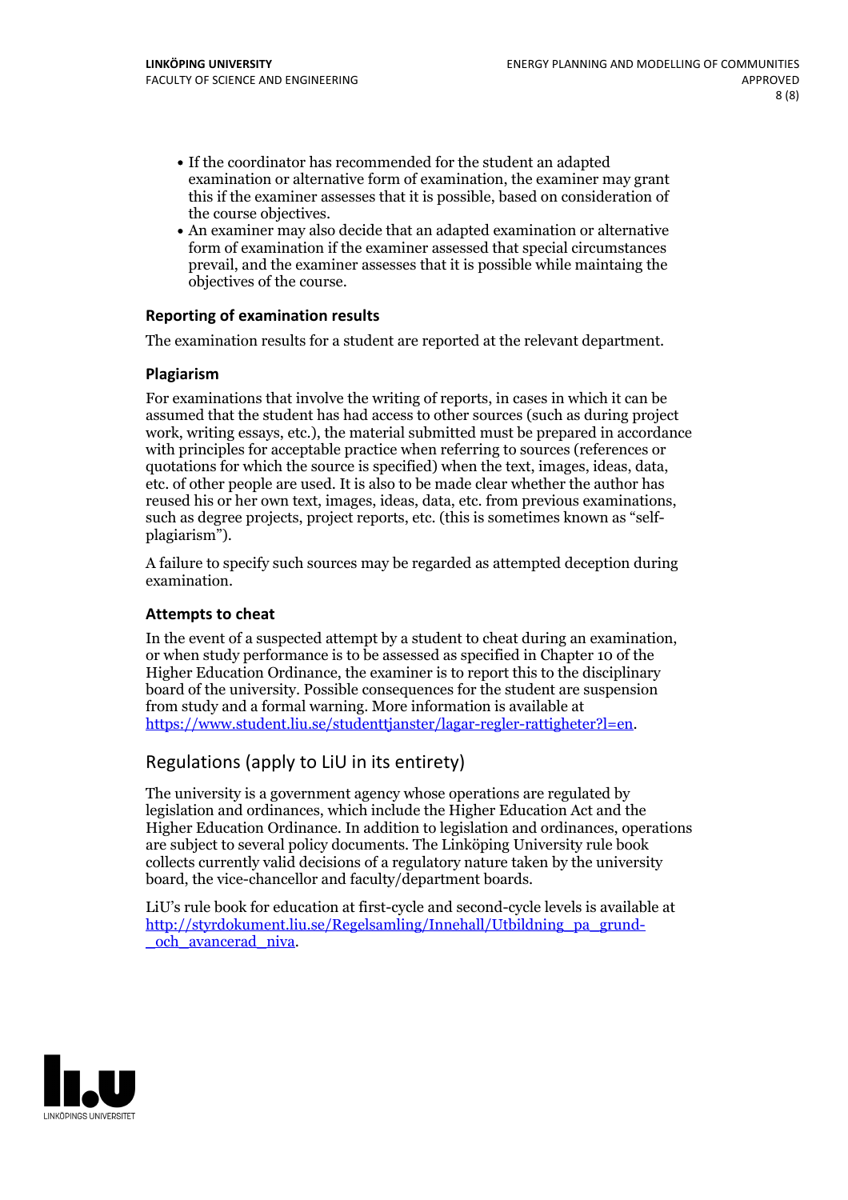- If the coordinator has recommended for the student an adapted examination or alternative form of examination, the examiner may grant this if the examiner assesses that it is possible, based on consideration of the course objectives.
- An examiner may also decide that an adapted examination or alternative form of examination if the examiner assessed that special circumstances prevail, and the examiner assesses that it is possible while maintaing the objectives of the course.

### Reporting of examination results

The examination results for a student are reported at the relevant department.

### Plagiarism

For examinations that involve the writing of reports, in cases in which it can be assumed that the student has had access to other sources (such as during project work, writing essays, etc.), the material submitted must be prepared in accordance with principles for acceptable practice when referring to sources (references or quotations for which the source is specified) when the text, images, ideas, data, etc. of other people are used. It is also to be made clear whether the author has reused his or her own text, images, ideas, data, etc. from previous examinations, such as degree projects, project reports, etc. (this is sometimes known as "self-plagiarism").

A failure to specify such sources may be regarded as attempted deception during examination.

### Attempts to cheat

In the event of a suspected attempt by a student to cheat during an examination, or when study performance is to be assessed as specified in Chapter 10 of the Higher Education Ordinance, the examiner is to report this to the disciplinary board of the university. Possible consequences for the student are suspension from study and a formal warning. More information is available at https://www.student.liu.se/studenttjanster/lagar-regler-rattigheter?l=en.

## Regulations (apply to LiU in its entirety)

The university is a government agency whose operations are regulated by legislation and ordinances, which include the Higher Education Act and the Higher Education Ordinance. In addition to legislation and ordinances, operations are subject to several policy documents. The Linköping University rule book collects currently valid decisions of a regulatory nature taken by the university board, the vice-chancellor and faculty/department boards.

LiU's rule book for education at first-cycle and second-cycle levels is available at http://styrdokument.liu.se/Regelsamling/Innehall/Utbildning_pa_grund-_och_avancerad_niva.